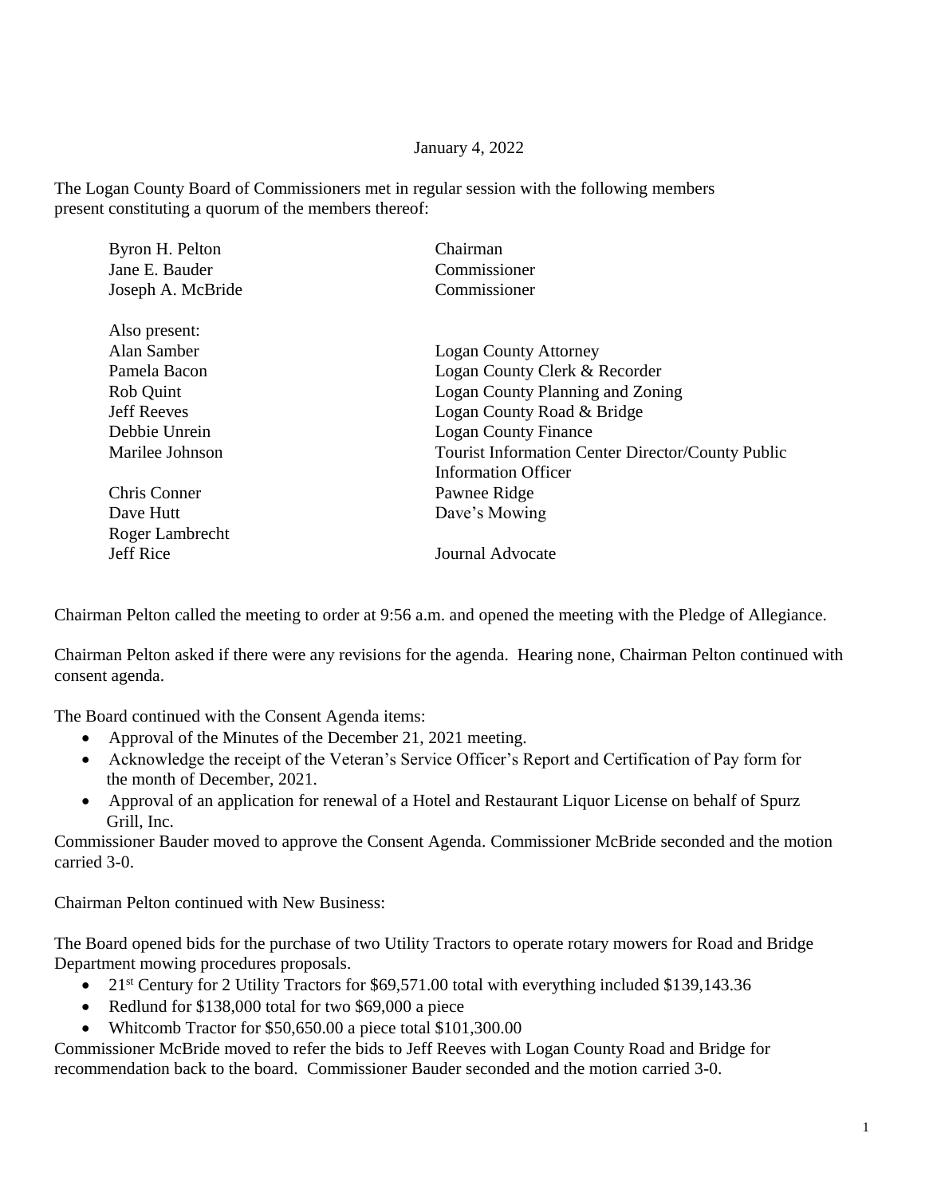January 4, 2022

The Logan County Board of Commissioners met in regular session with the following members present constituting a quorum of the members thereof:

| | |
|---|---|
| Byron H. Pelton | Chairman |
| Jane E. Bauder | Commissioner |
| Joseph A. McBride | Commissioner |
| | |
| Also present: | |
| Alan Samber | Logan County Attorney |
| Pamela Bacon | Logan County Clerk & Recorder |
| Rob Quint | Logan County Planning and Zoning |
| Jeff Reeves | Logan County Road & Bridge |
| Debbie Unrein | Logan County Finance |
| Marilee Johnson | Tourist Information Center Director/County Public Information Officer |
| Chris Conner | Pawnee Ridge |
| Dave Hutt | Dave's Mowing |
| Roger Lambrecht | |
| Jeff Rice | Journal Advocate |

Chairman Pelton called the meeting to order at 9:56 a.m. and opened the meeting with the Pledge of Allegiance.

Chairman Pelton asked if there were any revisions for the agenda. Hearing none, Chairman Pelton continued with consent agenda.

The Board continued with the Consent Agenda items:

- Approval of the Minutes of the December 21, 2021 meeting.
- Acknowledge the receipt of the Veteran's Service Officer's Report and Certification of Pay form for the month of December, 2021.
- Approval of an application for renewal of a Hotel and Restaurant Liquor License on behalf of Spurz Grill, Inc.

Commissioner Bauder moved to approve the Consent Agenda. Commissioner McBride seconded and the motion carried 3-0.

Chairman Pelton continued with New Business:

The Board opened bids for the purchase of two Utility Tractors to operate rotary mowers for Road and Bridge Department mowing procedures proposals.

- 21st Century for 2 Utility Tractors for $69,571.00 total with everything included $139,143.36
- Redlund for $138,000 total for two $69,000 a piece
- Whitcomb Tractor for $50,650.00 a piece total $101,300.00

Commissioner McBride moved to refer the bids to Jeff Reeves with Logan County Road and Bridge for recommendation back to the board. Commissioner Bauder seconded and the motion carried 3-0.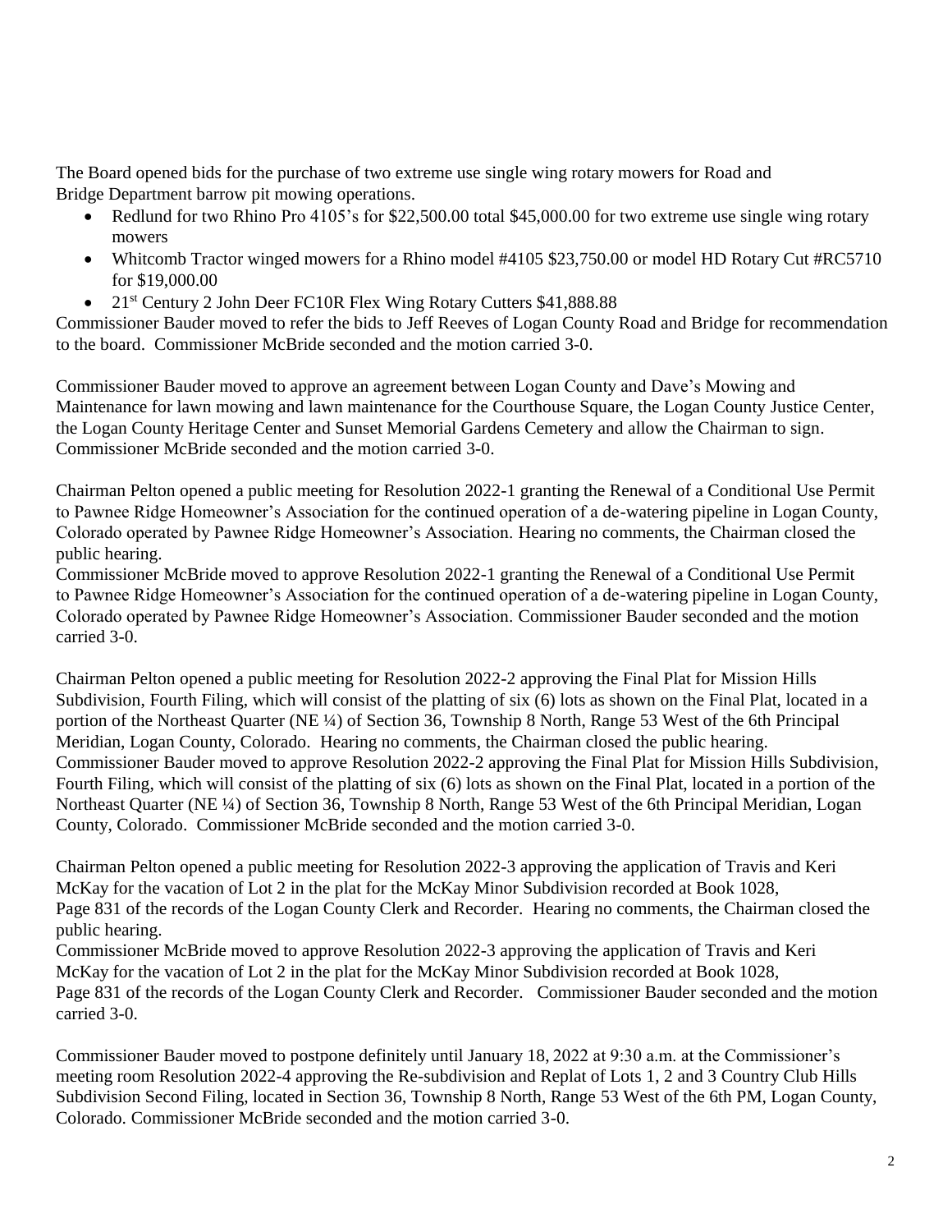The Board opened bids for the purchase of two extreme use single wing rotary mowers for Road and Bridge Department barrow pit mowing operations.

- Redlund for two Rhino Pro 4105's for $22,500.00 total $45,000.00 for two extreme use single wing rotary mowers
- Whitcomb Tractor winged mowers for a Rhino model #4105 $23,750.00 or model HD Rotary Cut #RC5710 for $19,000.00
- 21st Century 2 John Deer FC10R Flex Wing Rotary Cutters $41,888.88

Commissioner Bauder moved to refer the bids to Jeff Reeves of Logan County Road and Bridge for recommendation to the board. Commissioner McBride seconded and the motion carried 3-0.

Commissioner Bauder moved to approve an agreement between Logan County and Dave's Mowing and Maintenance for lawn mowing and lawn maintenance for the Courthouse Square, the Logan County Justice Center, the Logan County Heritage Center and Sunset Memorial Gardens Cemetery and allow the Chairman to sign. Commissioner McBride seconded and the motion carried 3-0.

Chairman Pelton opened a public meeting for Resolution 2022-1 granting the Renewal of a Conditional Use Permit to Pawnee Ridge Homeowner's Association for the continued operation of a de-watering pipeline in Logan County, Colorado operated by Pawnee Ridge Homeowner's Association. Hearing no comments, the Chairman closed the public hearing.

Commissioner McBride moved to approve Resolution 2022-1 granting the Renewal of a Conditional Use Permit to Pawnee Ridge Homeowner's Association for the continued operation of a de-watering pipeline in Logan County, Colorado operated by Pawnee Ridge Homeowner's Association. Commissioner Bauder seconded and the motion carried 3-0.

Chairman Pelton opened a public meeting for Resolution 2022-2 approving the Final Plat for Mission Hills Subdivision, Fourth Filing, which will consist of the platting of six (6) lots as shown on the Final Plat, located in a portion of the Northeast Quarter (NE ¼) of Section 36, Township 8 North, Range 53 West of the 6th Principal Meridian, Logan County, Colorado. Hearing no comments, the Chairman closed the public hearing.

Commissioner Bauder moved to approve Resolution 2022-2 approving the Final Plat for Mission Hills Subdivision, Fourth Filing, which will consist of the platting of six (6) lots as shown on the Final Plat, located in a portion of the Northeast Quarter (NE ¼) of Section 36, Township 8 North, Range 53 West of the 6th Principal Meridian, Logan County, Colorado. Commissioner McBride seconded and the motion carried 3-0.

Chairman Pelton opened a public meeting for Resolution 2022-3 approving the application of Travis and Keri McKay for the vacation of Lot 2 in the plat for the McKay Minor Subdivision recorded at Book 1028, Page 831 of the records of the Logan County Clerk and Recorder. Hearing no comments, the Chairman closed the public hearing.

Commissioner McBride moved to approve Resolution 2022-3 approving the application of Travis and Keri McKay for the vacation of Lot 2 in the plat for the McKay Minor Subdivision recorded at Book 1028, Page 831 of the records of the Logan County Clerk and Recorder. Commissioner Bauder seconded and the motion carried 3-0.

Commissioner Bauder moved to postpone definitely until January 18, 2022 at 9:30 a.m. at the Commissioner's meeting room Resolution 2022-4 approving the Re-subdivision and Replat of Lots 1, 2 and 3 Country Club Hills Subdivision Second Filing, located in Section 36, Township 8 North, Range 53 West of the 6th PM, Logan County, Colorado. Commissioner McBride seconded and the motion carried 3-0.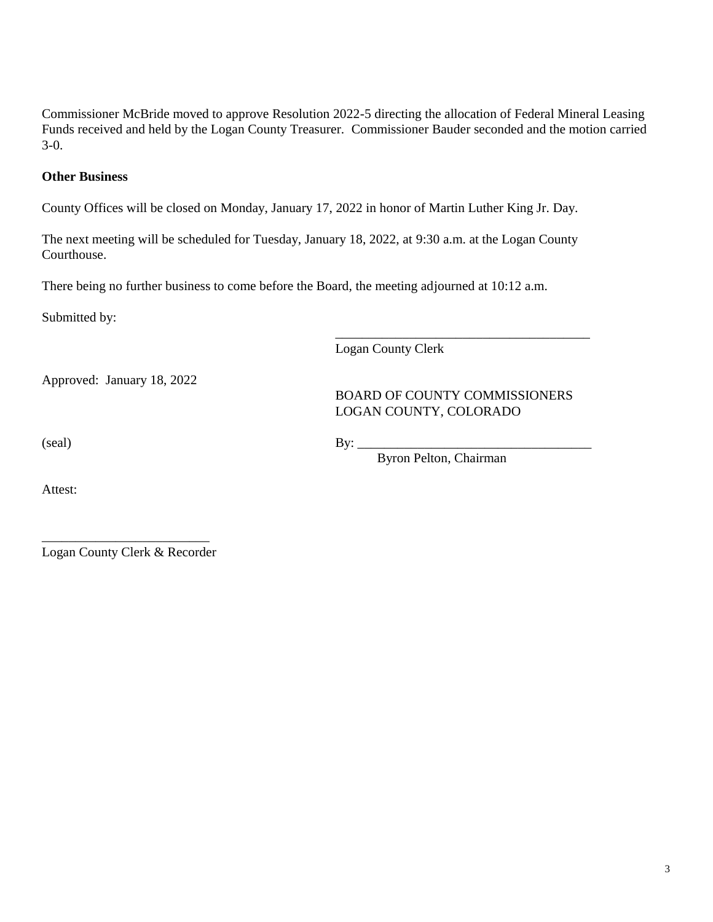Commissioner McBride moved to approve Resolution 2022-5 directing the allocation of Federal Mineral Leasing Funds received and held by the Logan County Treasurer. Commissioner Bauder seconded and the motion carried 3-0.

**Other Business**

County Offices will be closed on Monday, January 17, 2022 in honor of Martin Luther King Jr. Day.

The next meeting will be scheduled for Tuesday, January 18, 2022, at 9:30 a.m. at the Logan County Courthouse.

There being no further business to come before the Board, the meeting adjourned at 10:12 a.m.

Submitted by:

_______________________________________
Logan County Clerk

Approved: January 18, 2022

BOARD OF COUNTY COMMISSIONERS
LOGAN COUNTY, COLORADO

(seal)

By: ___________________________________
Byron Pelton, Chairman

Attest:

_________________________
Logan County Clerk & Recorder